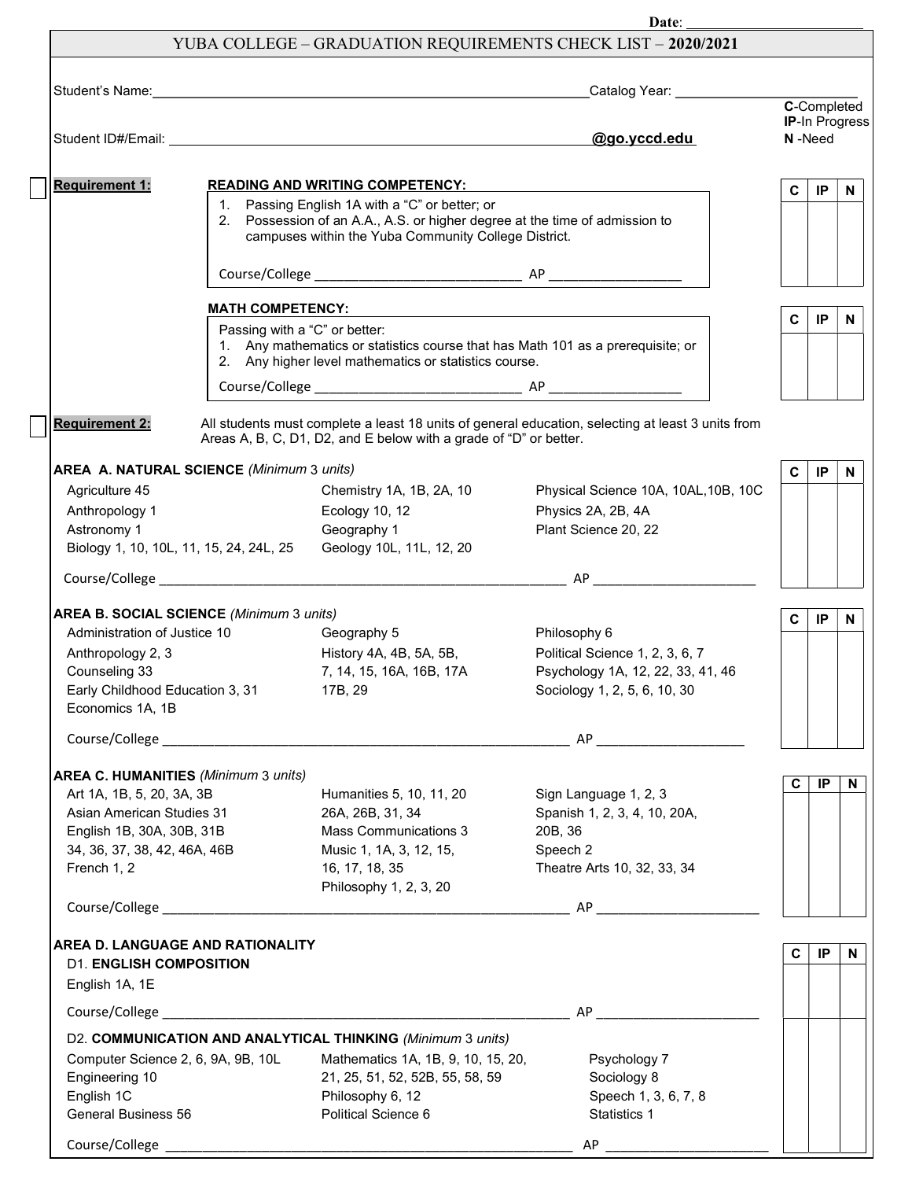Date: ______________________

# YUBA COLLEGE – GRADUATION REQUIREMENTS CHECK LIST – 2020/2021

Student's Name: ______________________________________________ Catalog Year: ______________________

Student ID#/Email: ______________________________________________ @go.yccd.edu

**C**-Completed
**IP**-In Progress
**N** -Need

## Requirement 1:

**READING AND WRITING COMPETENCY:**

1. Passing English 1A with a "C" or better; or
2. Possession of an A.A., A.S. or higher degree at the time of admission to campuses within the Yuba Community College District.

Course/College ____________________________ AP __________________

| C | IP | N |
|---|---|---|
| | | |

**MATH COMPETENCY:**

Passing with a "C" or better:

1. Any mathematics or statistics course that has Math 101 as a prerequisite; or
2. Any higher level mathematics or statistics course.

Course/College ____________________________ AP __________________

| C | IP | N |
|---|---|---|
| | | |

## Requirement 2:

All students must complete a least 18 units of general education, selecting at least 3 units from Areas A, B, C, D1, D2, and E below with a grade of "D" or better.

### AREA A. NATURAL SCIENCE *(Minimum 3 units)*

Agriculture 45
Anthropology 1
Astronomy 1
Biology 1, 10, 10L, 11, 15, 24, 24L, 25
Chemistry 1A, 1B, 2A, 10
Ecology 10, 12
Geography 1
Geology 10L, 11L, 12, 20
Physical Science 10A, 10AL,10B, 10C
Physics 2A, 2B, 4A
Plant Science 20, 22

Course/College ______________________________________________________ AP ______________________

| C | IP | N |
|---|---|---|
| | | |

### AREA B. SOCIAL SCIENCE *(Minimum 3 units)*

Administration of Justice 10
Anthropology 2, 3
Counseling 33
Early Childhood Education 3, 31
Economics 1A, 1B
Geography 5
History 4A, 4B, 5A, 5B, 7, 14, 15, 16A, 16B, 17A 17B, 29
Philosophy 6
Political Science 1, 2, 3, 6, 7
Psychology 1A, 12, 22, 33, 41, 46
Sociology 1, 2, 5, 6, 10, 30

Course/College ______________________________________________________ AP ____________________

| C | IP | N |
|---|---|---|
| | | |

### AREA C. HUMANITIES *(Minimum 3 units)*

Art 1A, 1B, 5, 20, 3A, 3B
Asian American Studies 31
English 1B, 30A, 30B, 31B 34, 36, 37, 38, 42, 46A, 46B
French 1, 2
Humanities 5, 10, 11, 20 26A, 26B, 31, 34
Mass Communications 3
Music 1, 1A, 3, 12, 15, 16, 17, 18, 35
Philosophy 1, 2, 3, 20
Sign Language 1, 2, 3
Spanish 1, 2, 3, 4, 10, 20A, 20B, 36
Speech 2
Theatre Arts 10, 32, 33, 34

Course/College ______________________________________________________ AP ______________________

| C | IP | N |
|---|---|---|
| | | |

### AREA D. LANGUAGE AND RATIONALITY

**D1. ENGLISH COMPOSITION**

English 1A, 1E

Course/College ______________________________________________________ AP ______________________

**D2. COMMUNICATION AND ANALYTICAL THINKING** *(Minimum 3 units)*

Computer Science 2, 6, 9A, 9B, 10L
Engineering 10
English 1C
General Business 56
Mathematics 1A, 1B, 9, 10, 15, 20, 21, 25, 51, 52, 52B, 55, 58, 59
Philosophy 6, 12
Political Science 6
Psychology 7
Sociology 8
Speech 1, 3, 6, 7, 8
Statistics 1

Course/College ______________________________________________________ AP ______________________

| C | IP | N |
|---|---|---|
| | | |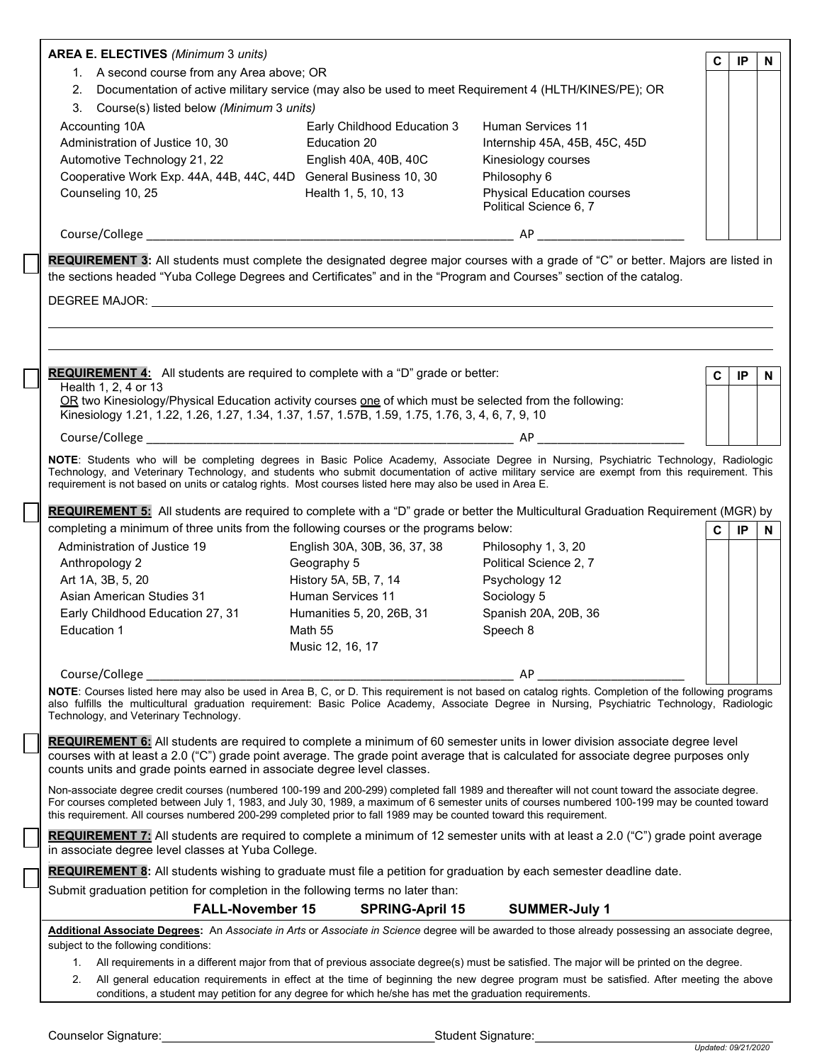**AREA E. ELECTIVES** *(Minimum 3 units)*

1. A second course from any Area above; OR
2. Documentation of active military service (may also be used to meet Requirement 4 (HLTH/KINES/PE); OR
3. Course(s) listed below *(Minimum 3 units)*

| | | |
|---|---|---|
| Accounting 10A | Early Childhood Education 3 | Human Services 11 |
| Administration of Justice 10, 30 | Education 20 | Internship 45A, 45B, 45C, 45D |
| Automotive Technology 21, 22 | English 40A, 40B, 40C | Kinesiology courses |
| Cooperative Work Exp. 44A, 44B, 44C, 44D | General Business 10, 30 | Philosophy 6 |
| Counseling 10, 25 | Health 1, 5, 10, 13 | Physical Education courses |
| | | Political Science 6, 7 |

Course/College ______________________________ AP ______________

| C | IP | N |
|---|---|---|
| | | |

☐ **REQUIREMENT 3:** All students must complete the designated degree major courses with a grade of "C" or better. Majors are listed in the sections headed "Yuba College Degrees and Certificates" and in the "Program and Courses" section of the catalog.

DEGREE MAJOR: ______________________________

☐ **REQUIREMENT 4:** All students are required to complete with a "D" grade or better:
Health 1, 2, 4 or 13
OR two Kinesiology/Physical Education activity courses one of which must be selected from the following:
Kinesiology 1.21, 1.22, 1.26, 1.27, 1.34, 1.37, 1.57, 1.57B, 1.59, 1.75, 1.76, 3, 4, 6, 7, 9, 10

Course/College ______________________________ AP ______________

| C | IP | N |
|---|---|---|
| | | |

**NOTE**: Students who will be completing degrees in Basic Police Academy, Associate Degree in Nursing, Psychiatric Technology, Radiologic Technology, and Veterinary Technology, and students who submit documentation of active military service are exempt from this requirement. This requirement is not based on units or catalog rights. Most courses listed here may also be used in Area E.

☐ **REQUIREMENT 5:** All students are required to complete with a "D" grade or better the Multicultural Graduation Requirement (MGR) by completing a minimum of three units from the following courses or the programs below:

| | | |
|---|---|---|
| Administration of Justice 19 | English 30A, 30B, 36, 37, 38 | Philosophy 1, 3, 20 |
| Anthropology 2 | Geography 5 | Political Science 2, 7 |
| Art 1A, 3B, 5, 20 | History 5A, 5B, 7, 14 | Psychology 12 |
| Asian American Studies 31 | Human Services 11 | Sociology 5 |
| Early Childhood Education 27, 31 | Humanities 5, 20, 26B, 31 | Spanish 20A, 20B, 36 |
| Education 1 | Math 55 | Speech 8 |
| | Music 12, 16, 17 | |

Course/College ______________________________ AP ______________

| C | IP | N |
|---|---|---|
| | | |

**NOTE**: Courses listed here may also be used in Area B, C, or D. This requirement is not based on catalog rights. Completion of the following programs also fulfills the multicultural graduation requirement: Basic Police Academy, Associate Degree in Nursing, Psychiatric Technology, Radiologic Technology, and Veterinary Technology.

☐ **REQUIREMENT 6:** All students are required to complete a minimum of 60 semester units in lower division associate degree level courses with at least a 2.0 ("C") grade point average. The grade point average that is calculated for associate degree purposes only counts units and grade points earned in associate degree level classes.

Non-associate degree credit courses (numbered 100-199 and 200-299) completed fall 1989 and thereafter will not count toward the associate degree. For courses completed between July 1, 1983, and July 30, 1989, a maximum of 6 semester units of courses numbered 100-199 may be counted toward this requirement. All courses numbered 200-299 completed prior to fall 1989 may be counted toward this requirement.

☐ **REQUIREMENT 7:** All students are required to complete a minimum of 12 semester units with at least a 2.0 ("C") grade point average in associate degree level classes at Yuba College.

☐ **REQUIREMENT 8:** All students wishing to graduate must file a petition for graduation by each semester deadline date.

Submit graduation petition for completion in the following terms no later than:

**FALL-November 15** **SPRING-April 15** **SUMMER-July 1**

**Additional Associate Degrees:** An *Associate in Arts* or *Associate in Science* degree will be awarded to those already possessing an associate degree, subject to the following conditions:

1. All requirements in a different major from that of previous associate degree(s) must be satisfied. The major will be printed on the degree.
2. All general education requirements in effect at the time of beginning the new degree program must be satisfied. After meeting the above conditions, a student may petition for any degree for which he/she has met the graduation requirements.

Counselor Signature: ______________________ Student Signature: ______________________

*Updated: 09/21/2020*